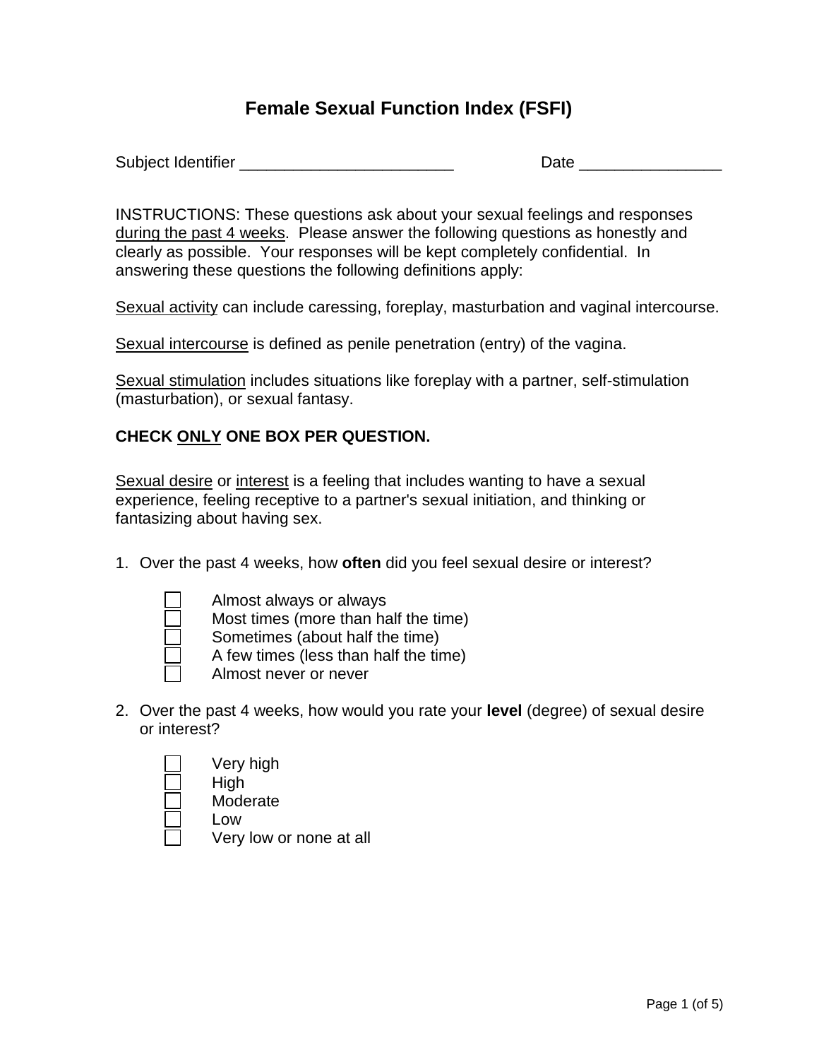# Female Sexual Function Index (FSFI)

Subject Identifier ________________________ Date ________________

INSTRUCTIONS: These questions ask about your sexual feelings and responses <u>during the past 4 weeks</u>. Please answer the following questions as honestly and clearly as possible. Your responses will be kept completely confidential. In answering these questions the following definitions apply:

<u>Sexual activity</u> can include caressing, foreplay, masturbation and vaginal intercourse.

<u>Sexual intercourse</u> is defined as penile penetration (entry) of the vagina.

<u>Sexual stimulation</u> includes situations like foreplay with a partner, self-stimulation (masturbation), or sexual fantasy.

**CHECK <u>ONLY</u> ONE BOX PER QUESTION.**

<u>Sexual desire</u> or <u>interest</u> is a feeling that includes wanting to have a sexual experience, feeling receptive to a partner's sexual initiation, and thinking or fantasizing about having sex.

1. Over the past 4 weeks, how **often** did you feel sexual desire or interest?

   - ☐ Almost always or always
   - ☐ Most times (more than half the time)
   - ☐ Sometimes (about half the time)
   - ☐ A few times (less than half the time)
   - ☐ Almost never or never

2. Over the past 4 weeks, how would you rate your **level** (degree) of sexual desire or interest?

   - ☐ Very high
   - ☐ High
   - ☐ Moderate
   - ☐ Low
   - ☐ Very low or none at all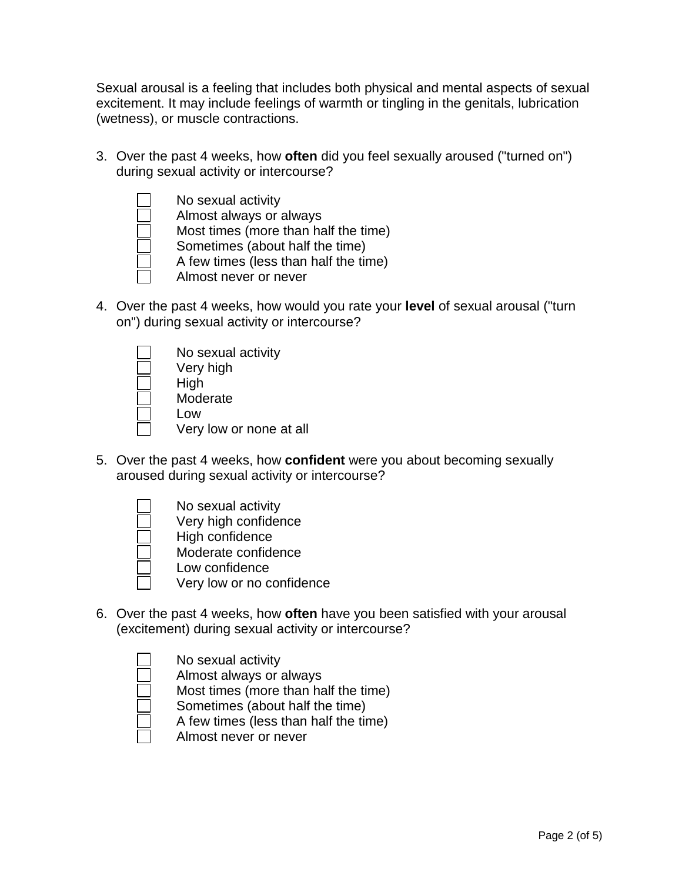Sexual arousal is a feeling that includes both physical and mental aspects of sexual excitement. It may include feelings of warmth or tingling in the genitals, lubrication (wetness), or muscle contractions.

3. Over the past 4 weeks, how **often** did you feel sexually aroused ("turned on") during sexual activity or intercourse?

   - [ ] No sexual activity
   - [ ] Almost always or always
   - [ ] Most times (more than half the time)
   - [ ] Sometimes (about half the time)
   - [ ] A few times (less than half the time)
   - [ ] Almost never or never

4. Over the past 4 weeks, how would you rate your **level** of sexual arousal ("turn on") during sexual activity or intercourse?

   - [ ] No sexual activity
   - [ ] Very high
   - [ ] High
   - [ ] Moderate
   - [ ] Low
   - [ ] Very low or none at all

5. Over the past 4 weeks, how **confident** were you about becoming sexually aroused during sexual activity or intercourse?

   - [ ] No sexual activity
   - [ ] Very high confidence
   - [ ] High confidence
   - [ ] Moderate confidence
   - [ ] Low confidence
   - [ ] Very low or no confidence

6. Over the past 4 weeks, how **often** have you been satisfied with your arousal (excitement) during sexual activity or intercourse?

   - [ ] No sexual activity
   - [ ] Almost always or always
   - [ ] Most times (more than half the time)
   - [ ] Sometimes (about half the time)
   - [ ] A few times (less than half the time)
   - [ ] Almost never or never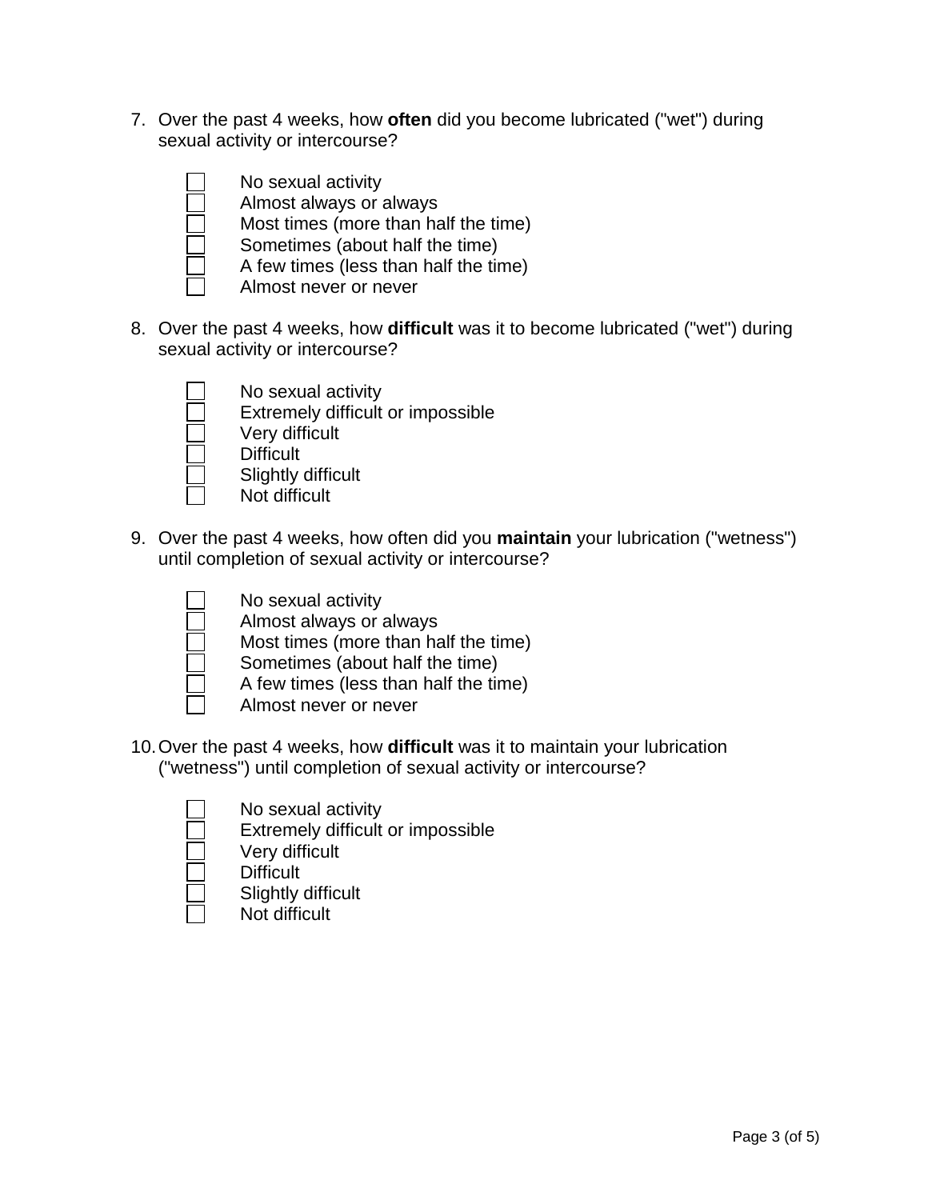7. Over the past 4 weeks, how **often** did you become lubricated ("wet") during sexual activity or intercourse?

   - ☐ No sexual activity
   - ☐ Almost always or always
   - ☐ Most times (more than half the time)
   - ☐ Sometimes (about half the time)
   - ☐ A few times (less than half the time)
   - ☐ Almost never or never

8. Over the past 4 weeks, how **difficult** was it to become lubricated ("wet") during sexual activity or intercourse?

   - ☐ No sexual activity
   - ☐ Extremely difficult or impossible
   - ☐ Very difficult
   - ☐ Difficult
   - ☐ Slightly difficult
   - ☐ Not difficult

9. Over the past 4 weeks, how often did you **maintain** your lubrication ("wetness") until completion of sexual activity or intercourse?

   - ☐ No sexual activity
   - ☐ Almost always or always
   - ☐ Most times (more than half the time)
   - ☐ Sometimes (about half the time)
   - ☐ A few times (less than half the time)
   - ☐ Almost never or never

10. Over the past 4 weeks, how **difficult** was it to maintain your lubrication ("wetness") until completion of sexual activity or intercourse?

    - ☐ No sexual activity
    - ☐ Extremely difficult or impossible
    - ☐ Very difficult
    - ☐ Difficult
    - ☐ Slightly difficult
    - ☐ Not difficult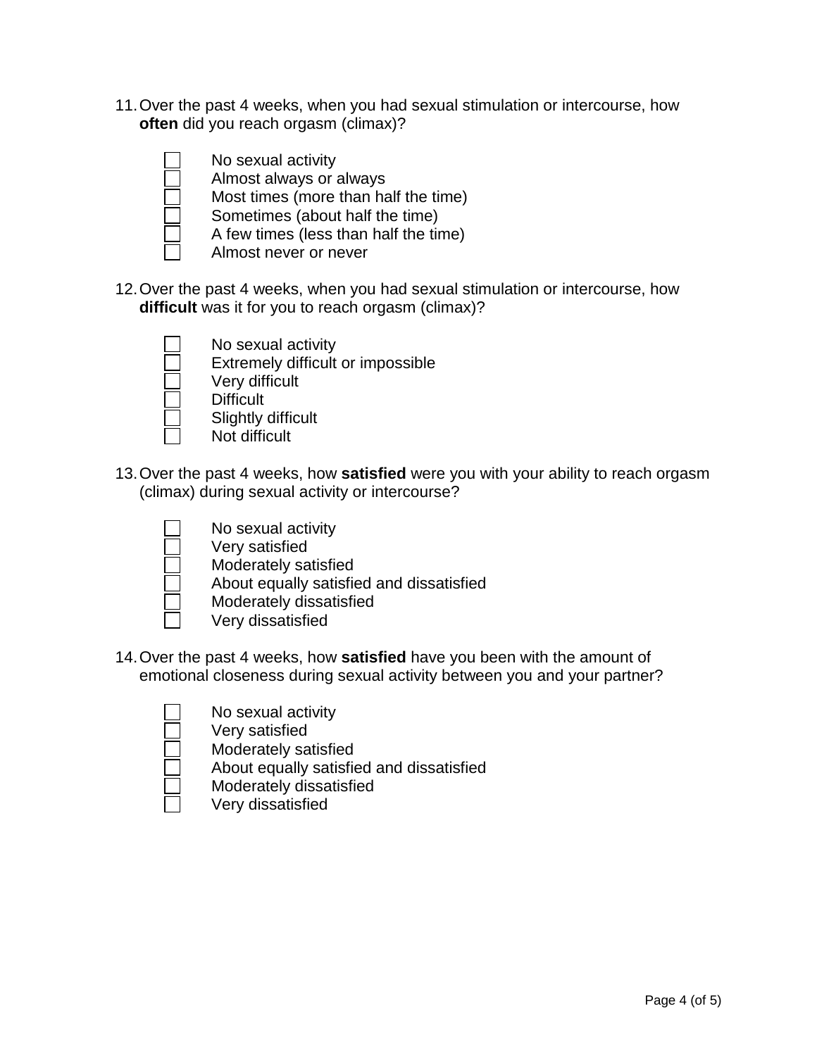11. Over the past 4 weeks, when you had sexual stimulation or intercourse, how **often** did you reach orgasm (climax)?

- ☐ No sexual activity
- ☐ Almost always or always
- ☐ Most times (more than half the time)
- ☐ Sometimes (about half the time)
- ☐ A few times (less than half the time)
- ☐ Almost never or never

12. Over the past 4 weeks, when you had sexual stimulation or intercourse, how **difficult** was it for you to reach orgasm (climax)?

- ☐ No sexual activity
- ☐ Extremely difficult or impossible
- ☐ Very difficult
- ☐ Difficult
- ☐ Slightly difficult
- ☐ Not difficult

13. Over the past 4 weeks, how **satisfied** were you with your ability to reach orgasm (climax) during sexual activity or intercourse?

- ☐ No sexual activity
- ☐ Very satisfied
- ☐ Moderately satisfied
- ☐ About equally satisfied and dissatisfied
- ☐ Moderately dissatisfied
- ☐ Very dissatisfied

14. Over the past 4 weeks, how **satisfied** have you been with the amount of emotional closeness during sexual activity between you and your partner?

- ☐ No sexual activity
- ☐ Very satisfied
- ☐ Moderately satisfied
- ☐ About equally satisfied and dissatisfied
- ☐ Moderately dissatisfied
- ☐ Very dissatisfied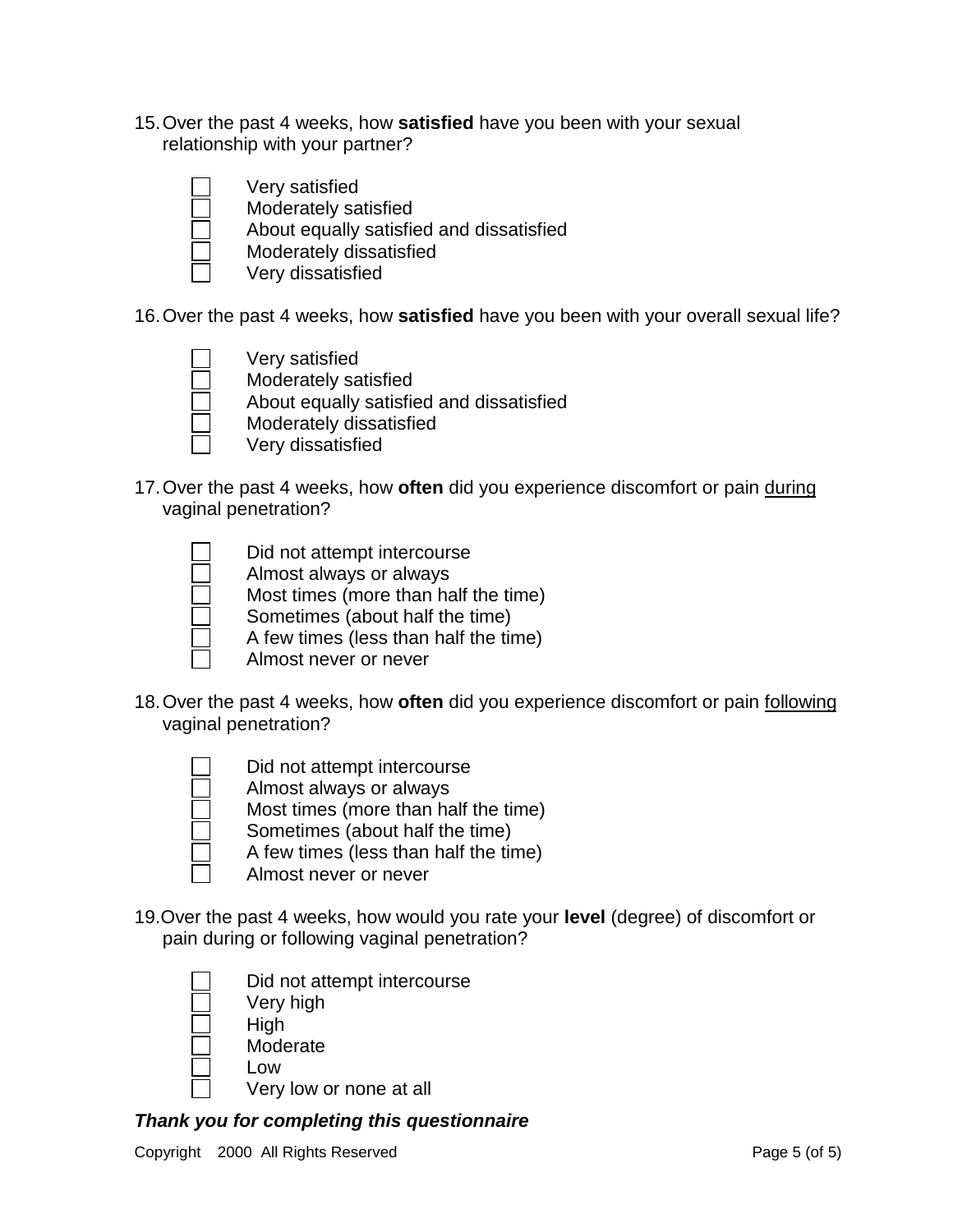15. Over the past 4 weeks, how **satisfied** have you been with your sexual relationship with your partner?

- [ ] Very satisfied
- [ ] Moderately satisfied
- [ ] About equally satisfied and dissatisfied
- [ ] Moderately dissatisfied
- [ ] Very dissatisfied

16. Over the past 4 weeks, how **satisfied** have you been with your overall sexual life?

- [ ] Very satisfied
- [ ] Moderately satisfied
- [ ] About equally satisfied and dissatisfied
- [ ] Moderately dissatisfied
- [ ] Very dissatisfied

17. Over the past 4 weeks, how **often** did you experience discomfort or pain <u>during</u> vaginal penetration?

- [ ] Did not attempt intercourse
- [ ] Almost always or always
- [ ] Most times (more than half the time)
- [ ] Sometimes (about half the time)
- [ ] A few times (less than half the time)
- [ ] Almost never or never

18. Over the past 4 weeks, how **often** did you experience discomfort or pain <u>following</u> vaginal penetration?

- [ ] Did not attempt intercourse
- [ ] Almost always or always
- [ ] Most times (more than half the time)
- [ ] Sometimes (about half the time)
- [ ] A few times (less than half the time)
- [ ] Almost never or never

19. Over the past 4 weeks, how would you rate your **level** (degree) of discomfort or pain during or following vaginal penetration?

- [ ] Did not attempt intercourse
- [ ] Very high
- [ ] High
- [ ] Moderate
- [ ] Low
- [ ] Very low or none at all

***Thank you for completing this questionnaire***

Copyright 2000 All Rights Reserved